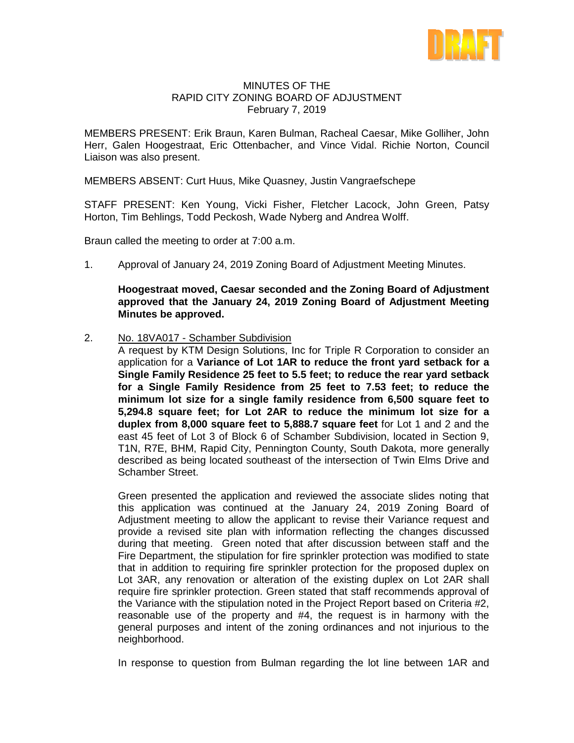DRAFT

MINUTES OF THE
RAPID CITY ZONING BOARD OF ADJUSTMENT
February 7, 2019

MEMBERS PRESENT: Erik Braun, Karen Bulman, Racheal Caesar, Mike Golliher, John Herr, Galen Hoogestraat, Eric Ottenbacher, and Vince Vidal. Richie Norton, Council Liaison was also present.

MEMBERS ABSENT: Curt Huus, Mike Quasney, Justin Vangraefschepe

STAFF PRESENT: Ken Young, Vicki Fisher, Fletcher Lacock, John Green, Patsy Horton, Tim Behlings, Todd Peckosh, Wade Nyberg and Andrea Wolff.

Braun called the meeting to order at 7:00 a.m.

1. Approval of January 24, 2019 Zoning Board of Adjustment Meeting Minutes.

   **Hoogestraat moved, Caesar seconded and the Zoning Board of Adjustment approved that the January 24, 2019 Zoning Board of Adjustment Meeting Minutes be approved.**

2. No. 18VA017 - Schamber Subdivision

   A request by KTM Design Solutions, Inc for Triple R Corporation to consider an application for a **Variance of Lot 1AR to reduce the front yard setback for a Single Family Residence 25 feet to 5.5 feet; to reduce the rear yard setback for a Single Family Residence from 25 feet to 7.53 feet; to reduce the minimum lot size for a single family residence from 6,500 square feet to 5,294.8 square feet; for Lot 2AR to reduce the minimum lot size for a duplex from 8,000 square feet to 5,888.7 square feet** for Lot 1 and 2 and the east 45 feet of Lot 3 of Block 6 of Schamber Subdivision, located in Section 9, T1N, R7E, BHM, Rapid City, Pennington County, South Dakota, more generally described as being located southeast of the intersection of Twin Elms Drive and Schamber Street.

   Green presented the application and reviewed the associate slides noting that this application was continued at the January 24, 2019 Zoning Board of Adjustment meeting to allow the applicant to revise their Variance request and provide a revised site plan with information reflecting the changes discussed during that meeting. Green noted that after discussion between staff and the Fire Department, the stipulation for fire sprinkler protection was modified to state that in addition to requiring fire sprinkler protection for the proposed duplex on Lot 3AR, any renovation or alteration of the existing duplex on Lot 2AR shall require fire sprinkler protection. Green stated that staff recommends approval of the Variance with the stipulation noted in the Project Report based on Criteria #2, reasonable use of the property and #4, the request is in harmony with the general purposes and intent of the zoning ordinances and not injurious to the neighborhood.

   In response to question from Bulman regarding the lot line between 1AR and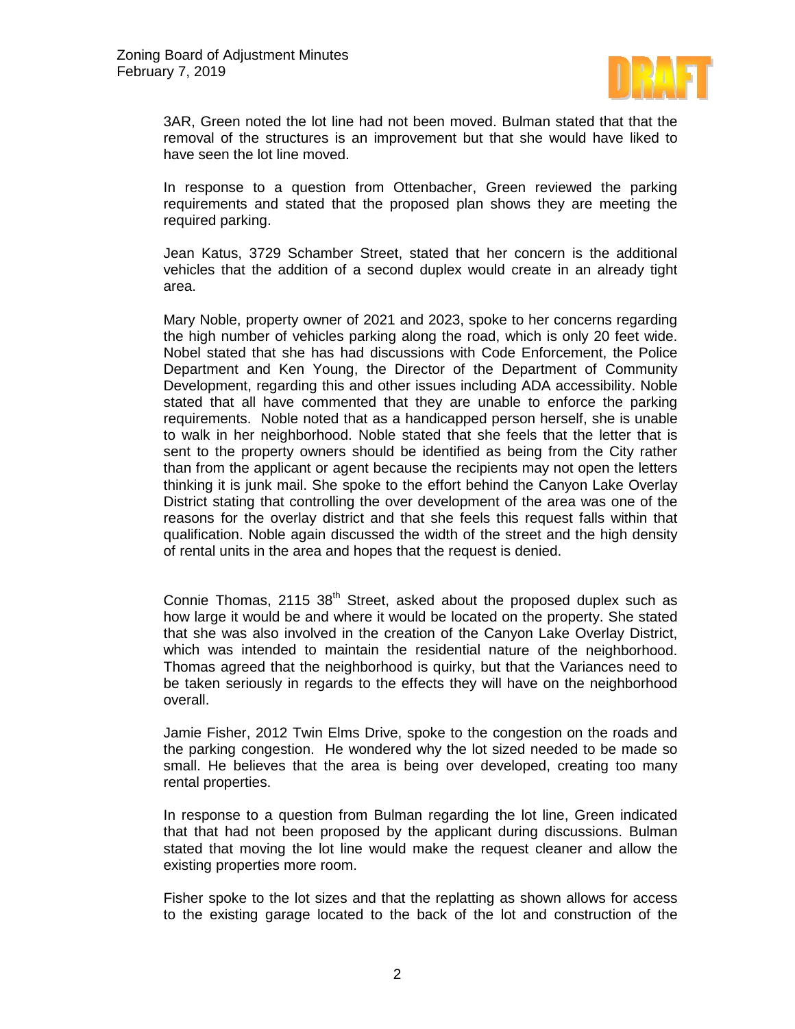3AR, Green noted the lot line had not been moved. Bulman stated that that the removal of the structures is an improvement but that she would have liked to have seen the lot line moved.

In response to a question from Ottenbacher, Green reviewed the parking requirements and stated that the proposed plan shows they are meeting the required parking.

Jean Katus, 3729 Schamber Street, stated that her concern is the additional vehicles that the addition of a second duplex would create in an already tight area.

Mary Noble, property owner of 2021 and 2023, spoke to her concerns regarding the high number of vehicles parking along the road, which is only 20 feet wide. Nobel stated that she has had discussions with Code Enforcement, the Police Department and Ken Young, the Director of the Department of Community Development, regarding this and other issues including ADA accessibility. Noble stated that all have commented that they are unable to enforce the parking requirements. Noble noted that as a handicapped person herself, she is unable to walk in her neighborhood. Noble stated that she feels that the letter that is sent to the property owners should be identified as being from the City rather than from the applicant or agent because the recipients may not open the letters thinking it is junk mail. She spoke to the effort behind the Canyon Lake Overlay District stating that controlling the over development of the area was one of the reasons for the overlay district and that she feels this request falls within that qualification. Noble again discussed the width of the street and the high density of rental units in the area and hopes that the request is denied.

Connie Thomas, 2115 38th Street, asked about the proposed duplex such as how large it would be and where it would be located on the property. She stated that she was also involved in the creation of the Canyon Lake Overlay District, which was intended to maintain the residential nature of the neighborhood. Thomas agreed that the neighborhood is quirky, but that the Variances need to be taken seriously in regards to the effects they will have on the neighborhood overall.

Jamie Fisher, 2012 Twin Elms Drive, spoke to the congestion on the roads and the parking congestion. He wondered why the lot sized needed to be made so small. He believes that the area is being over developed, creating too many rental properties.

In response to a question from Bulman regarding the lot line, Green indicated that that had not been proposed by the applicant during discussions. Bulman stated that moving the lot line would make the request cleaner and allow the existing properties more room.

Fisher spoke to the lot sizes and that the replatting as shown allows for access to the existing garage located to the back of the lot and construction of the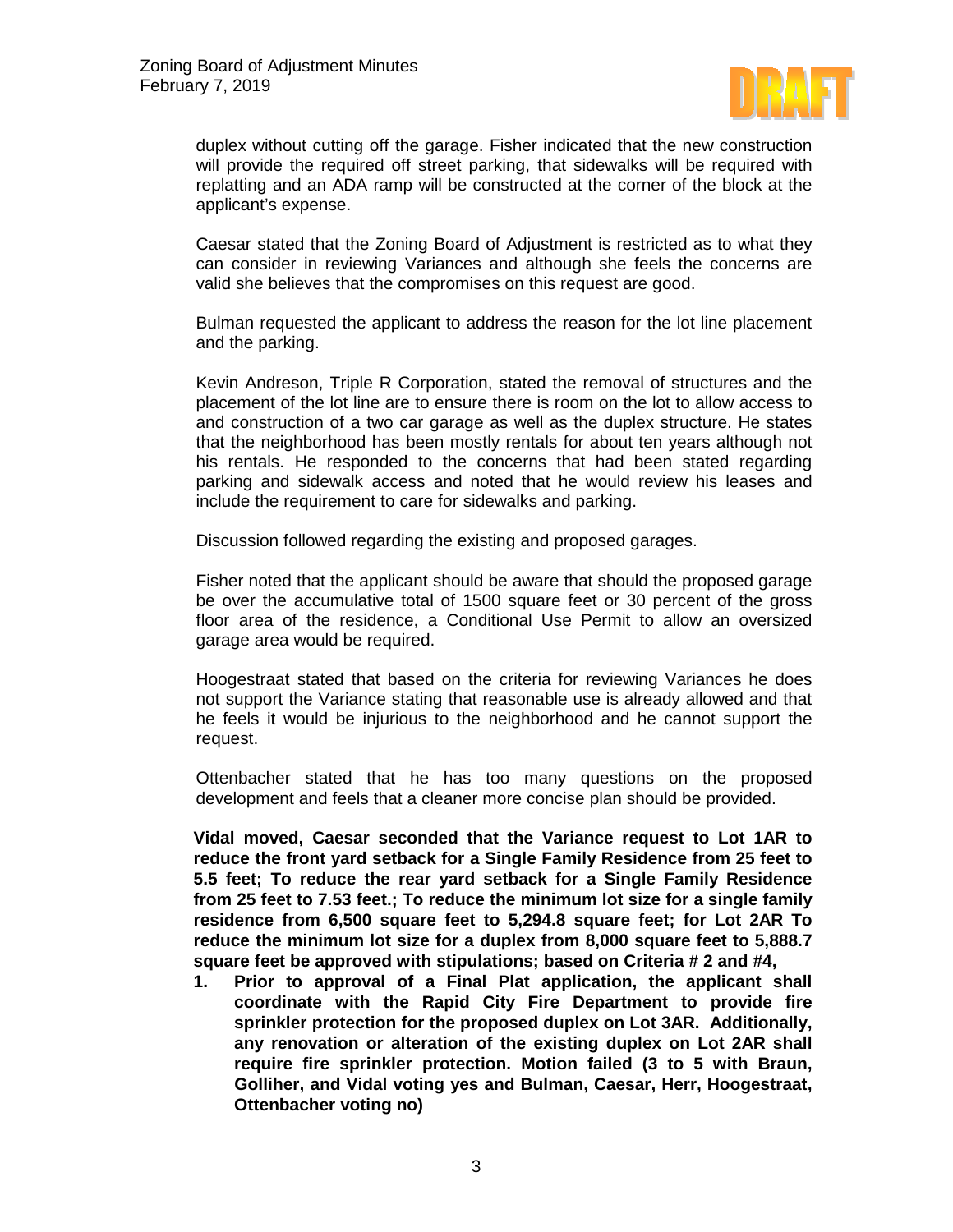duplex without cutting off the garage. Fisher indicated that the new construction will provide the required off street parking, that sidewalks will be required with replatting and an ADA ramp will be constructed at the corner of the block at the applicant's expense.

Caesar stated that the Zoning Board of Adjustment is restricted as to what they can consider in reviewing Variances and although she feels the concerns are valid she believes that the compromises on this request are good.

Bulman requested the applicant to address the reason for the lot line placement and the parking.

Kevin Andreson, Triple R Corporation, stated the removal of structures and the placement of the lot line are to ensure there is room on the lot to allow access to and construction of a two car garage as well as the duplex structure. He states that the neighborhood has been mostly rentals for about ten years although not his rentals. He responded to the concerns that had been stated regarding parking and sidewalk access and noted that he would review his leases and include the requirement to care for sidewalks and parking.

Discussion followed regarding the existing and proposed garages.

Fisher noted that the applicant should be aware that should the proposed garage be over the accumulative total of 1500 square feet or 30 percent of the gross floor area of the residence, a Conditional Use Permit to allow an oversized garage area would be required.

Hoogestraat stated that based on the criteria for reviewing Variances he does not support the Variance stating that reasonable use is already allowed and that he feels it would be injurious to the neighborhood and he cannot support the request.

Ottenbacher stated that he has too many questions on the proposed development and feels that a cleaner more concise plan should be provided.

**Vidal moved, Caesar seconded that the Variance request to Lot 1AR to reduce the front yard setback for a Single Family Residence from 25 feet to 5.5 feet; To reduce the rear yard setback for a Single Family Residence from 25 feet to 7.53 feet.; To reduce the minimum lot size for a single family residence from 6,500 square feet to 5,294.8 square feet; for Lot 2AR To reduce the minimum lot size for a duplex from 8,000 square feet to 5,888.7 square feet be approved with stipulations; based on Criteria # 2 and #4,**

1. **Prior to approval of a Final Plat application, the applicant shall coordinate with the Rapid City Fire Department to provide fire sprinkler protection for the proposed duplex on Lot 3AR. Additionally, any renovation or alteration of the existing duplex on Lot 2AR shall require fire sprinkler protection. Motion failed (3 to 5 with Braun, Golliher, and Vidal voting yes and Bulman, Caesar, Herr, Hoogestraat, Ottenbacher voting no)**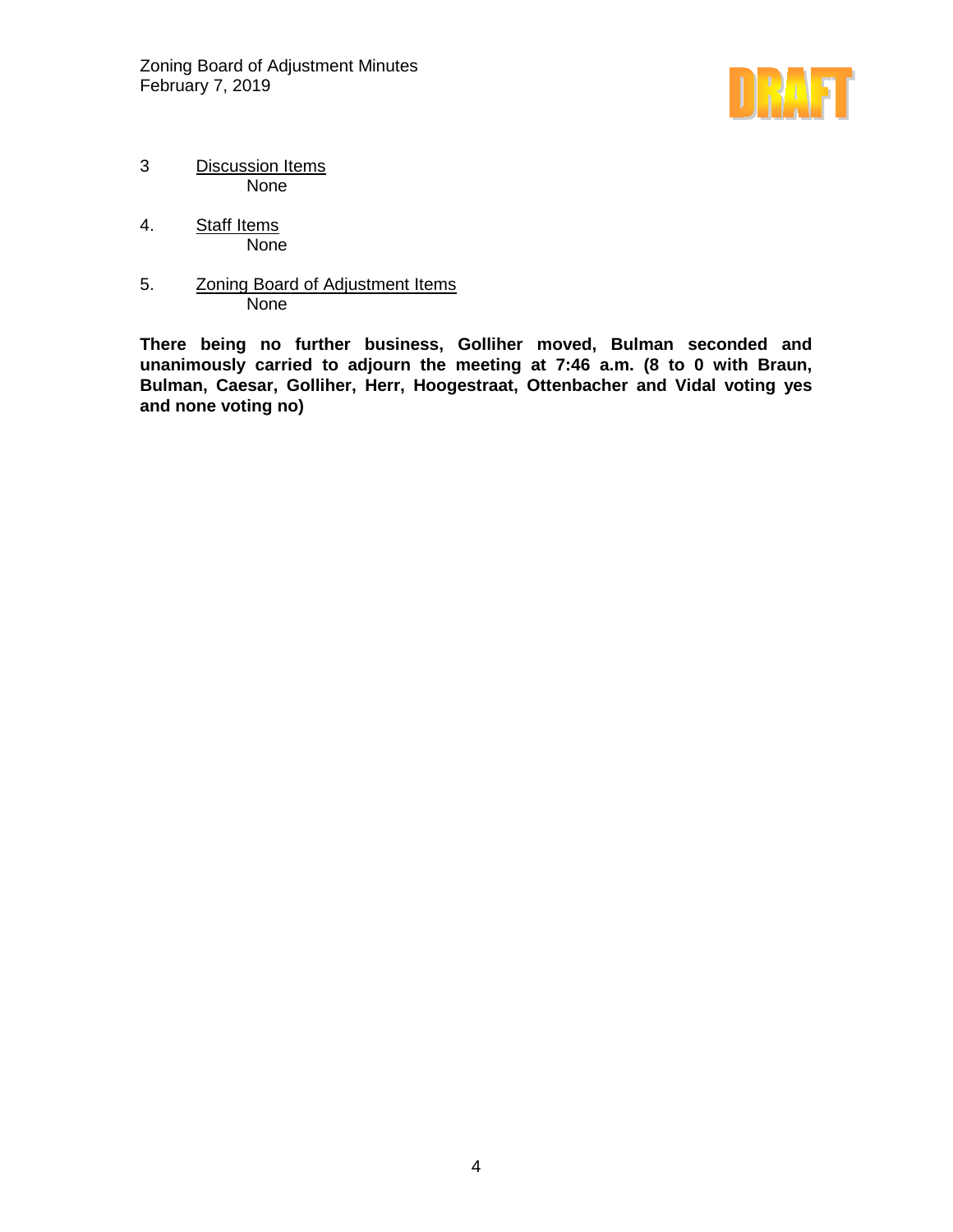3 Discussion Items

None

4. Staff Items

None

5. Zoning Board of Adjustment Items

None

**There being no further business, Golliher moved, Bulman seconded and unanimously carried to adjourn the meeting at 7:46 a.m. (8 to 0 with Braun, Bulman, Caesar, Golliher, Herr, Hoogestraat, Ottenbacher and Vidal voting yes and none voting no)**